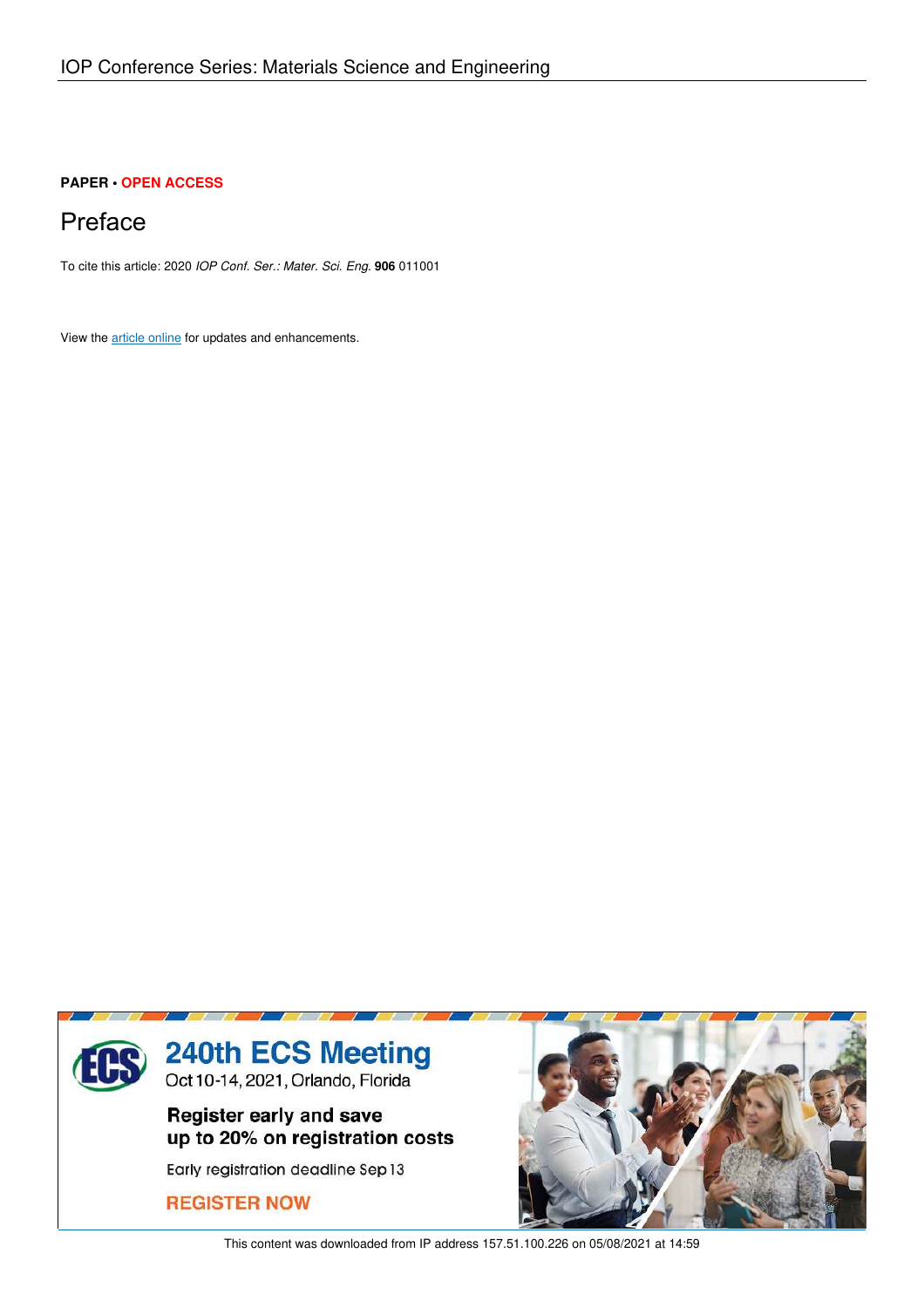**PAPER • OPEN ACCESS**

# Preface

To cite this article: 2020 *IOP Conf. Ser.: Mater. Sci. Eng.* **906** 011001

View the article online for updates and enhancements.

240th ECS Meeting
Oct 10-14, 2021, Orlando, Florida

Register early and save up to 20% on registration costs

Early registration deadline Sep 13

REGISTER NOW

This content was downloaded from IP address 157.51.100.226 on 05/08/2021 at 14:59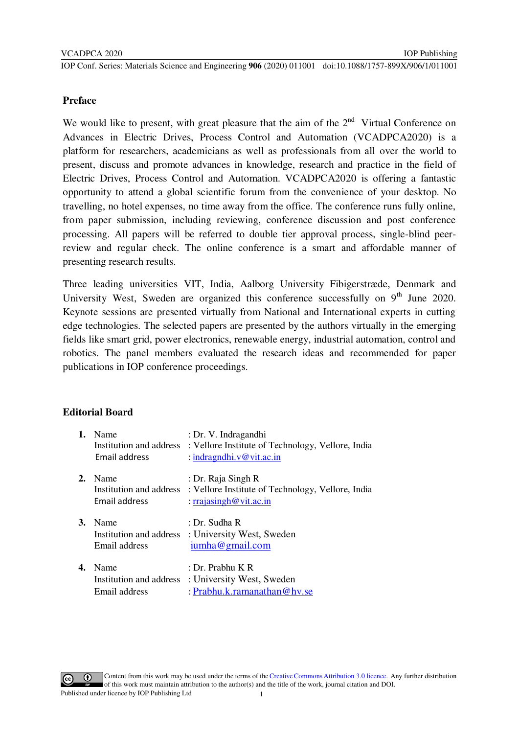## Preface

We would like to present, with great pleasure that the aim of the 2nd Virtual Conference on Advances in Electric Drives, Process Control and Automation (VCADPCA2020) is a platform for researchers, academicians as well as professionals from all over the world to present, discuss and promote advances in knowledge, research and practice in the field of Electric Drives, Process Control and Automation. VCADPCA2020 is offering a fantastic opportunity to attend a global scientific forum from the convenience of your desktop. No travelling, no hotel expenses, no time away from the office. The conference runs fully online, from paper submission, including reviewing, conference discussion and post conference processing. All papers will be referred to double tier approval process, single-blind peer-review and regular check. The online conference is a smart and affordable manner of presenting research results.

Three leading universities VIT, India, Aalborg University Fibigerstræde, Denmark and University West, Sweden are organized this conference successfully on 9th June 2020. Keynote sessions are presented virtually from National and International experts in cutting edge technologies. The selected papers are presented by the authors virtually in the emerging fields like smart grid, power electronics, renewable energy, industrial automation, control and robotics. The panel members evaluated the research ideas and recommended for paper publications in IOP conference proceedings.

## Editorial Board

1. Name : Dr. V. Indragandhi
   Institution and address : Vellore Institute of Technology, Vellore, India
   Email address : indragndhi.v@vit.ac.in

2. Name : Dr. Raja Singh R
   Institution and address : Vellore Institute of Technology, Vellore, India
   Email address : rrajasingh@vit.ac.in

3. Name : Dr. Sudha R
   Institution and address : University West, Sweden
   Email address iumha@gmail.com

4. Name : Dr. Prabhu K R
   Institution and address : University West, Sweden
   Email address : Prabhu.k.ramanathan@hv.se

Content from this work may be used under the terms of the Creative Commons Attribution 3.0 licence. Any further distribution of this work must maintain attribution to the author(s) and the title of the work, journal citation and DOI.
Published under licence by IOP Publishing Ltd